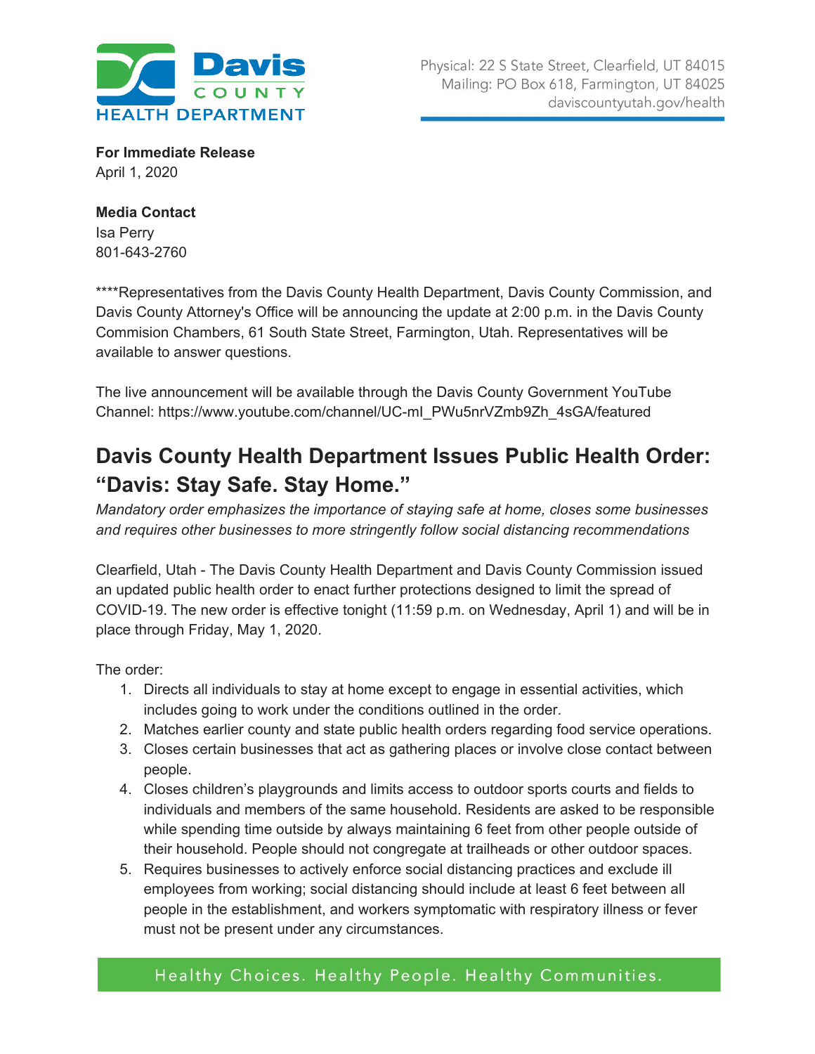Davis County Health Department

Physical: 22 S State Street, Clearfield, UT 84015
Mailing: PO Box 618, Farmington, UT 84025
daviscountyutah.gov/health

**For Immediate Release**
April 1, 2020

**Media Contact**
Isa Perry
801-643-2760

****Representatives from the Davis County Health Department, Davis County Commission, and Davis County Attorney's Office will be announcing the update at 2:00 p.m. in the Davis County Commision Chambers, 61 South State Street, Farmington, Utah. Representatives will be available to answer questions.

The live announcement will be available through the Davis County Government YouTube Channel: https://www.youtube.com/channel/UC-ml_PWu5nrVZmb9Zh_4sGA/featured

## Davis County Health Department Issues Public Health Order: "Davis: Stay Safe. Stay Home."

*Mandatory order emphasizes the importance of staying safe at home, closes some businesses and requires other businesses to more stringently follow social distancing recommendations*

Clearfield, Utah - The Davis County Health Department and Davis County Commission issued an updated public health order to enact further protections designed to limit the spread of COVID-19. The new order is effective tonight (11:59 p.m. on Wednesday, April 1) and will be in place through Friday, May 1, 2020.

The order:

1. Directs all individuals to stay at home except to engage in essential activities, which includes going to work under the conditions outlined in the order.
2. Matches earlier county and state public health orders regarding food service operations.
3. Closes certain businesses that act as gathering places or involve close contact between people.
4. Closes children's playgrounds and limits access to outdoor sports courts and fields to individuals and members of the same household. Residents are asked to be responsible while spending time outside by always maintaining 6 feet from other people outside of their household. People should not congregate at trailheads or other outdoor spaces.
5. Requires businesses to actively enforce social distancing practices and exclude ill employees from working; social distancing should include at least 6 feet between all people in the establishment, and workers symptomatic with respiratory illness or fever must not be present under any circumstances.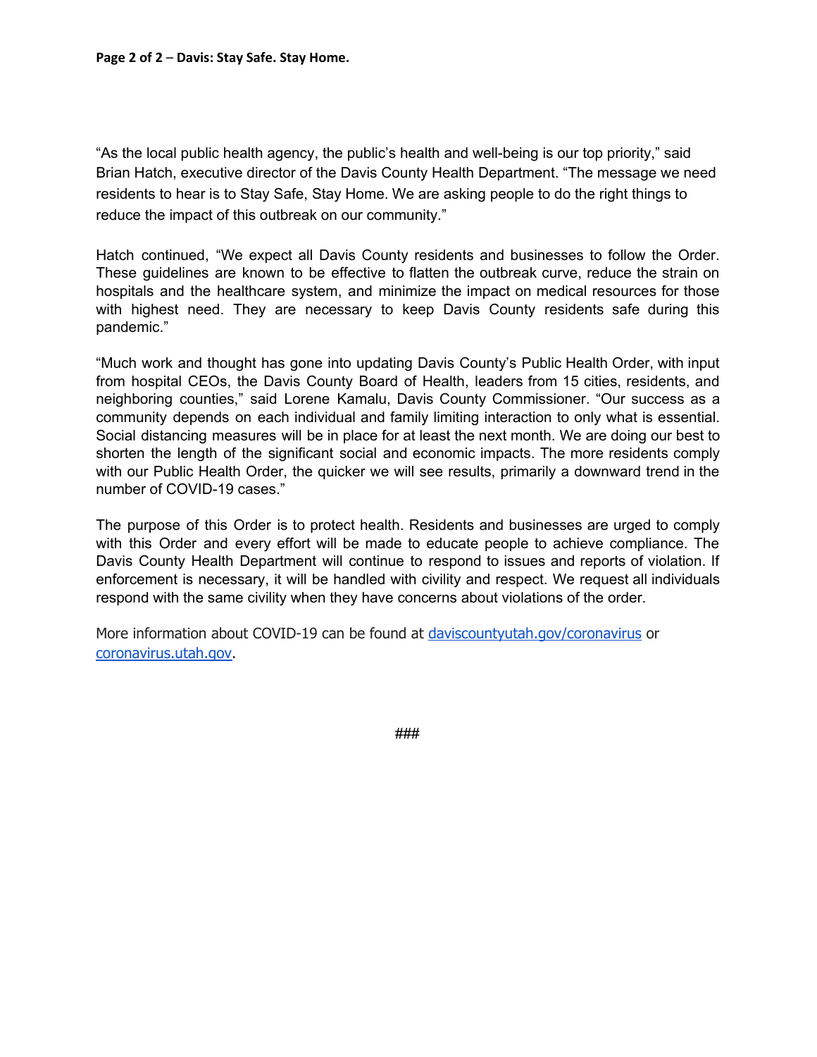"As the local public health agency, the public's health and well-being is our top priority," said Brian Hatch, executive director of the Davis County Health Department. "The message we need residents to hear is to Stay Safe, Stay Home. We are asking people to do the right things to reduce the impact of this outbreak on our community."

Hatch continued, "We expect all Davis County residents and businesses to follow the Order. These guidelines are known to be effective to flatten the outbreak curve, reduce the strain on hospitals and the healthcare system, and minimize the impact on medical resources for those with highest need. They are necessary to keep Davis County residents safe during this pandemic."

"Much work and thought has gone into updating Davis County's Public Health Order, with input from hospital CEOs, the Davis County Board of Health, leaders from 15 cities, residents, and neighboring counties," said Lorene Kamalu, Davis County Commissioner. "Our success as a community depends on each individual and family limiting interaction to only what is essential. Social distancing measures will be in place for at least the next month. We are doing our best to shorten the length of the significant social and economic impacts. The more residents comply with our Public Health Order, the quicker we will see results, primarily a downward trend in the number of COVID-19 cases."

The purpose of this Order is to protect health. Residents and businesses are urged to comply with this Order and every effort will be made to educate people to achieve compliance. The Davis County Health Department will continue to respond to issues and reports of violation. If enforcement is necessary, it will be handled with civility and respect. We request all individuals respond with the same civility when they have concerns about violations of the order.

More information about COVID-19 can be found at [daviscountyutah.gov/coronavirus](daviscountyutah.gov/coronavirus) or [coronavirus.utah.gov](coronavirus.utah.gov).

###